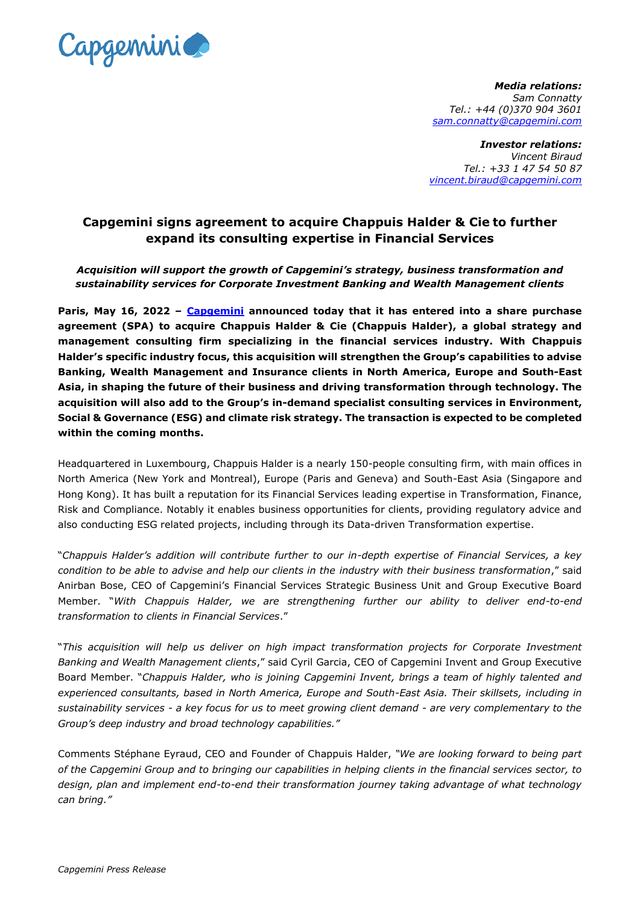***Media relations:***
*Sam Connatty*
*Tel.: +44 (0)370 904 3601*
*sam.connatty@capgemini.com*

***Investor relations:***
*Vincent Biraud*
*Tel.: +33 1 47 54 50 87*
*vincent.biraud@capgemini.com*

## Capgemini signs agreement to acquire Chappuis Halder & Cie to further expand its consulting expertise in Financial Services

***Acquisition will support the growth of Capgemini's strategy, business transformation and sustainability services for Corporate Investment Banking and Wealth Management clients***

**Paris, May 16, 2022 – Capgemini announced today that it has entered into a share purchase agreement (SPA) to acquire Chappuis Halder & Cie (Chappuis Halder), a global strategy and management consulting firm specializing in the financial services industry. With Chappuis Halder's specific industry focus, this acquisition will strengthen the Group's capabilities to advise Banking, Wealth Management and Insurance clients in North America, Europe and South-East Asia, in shaping the future of their business and driving transformation through technology. The acquisition will also add to the Group's in-demand specialist consulting services in Environment, Social & Governance (ESG) and climate risk strategy. The transaction is expected to be completed within the coming months.**

Headquartered in Luxembourg, Chappuis Halder is a nearly 150-people consulting firm, with main offices in North America (New York and Montreal), Europe (Paris and Geneva) and South-East Asia (Singapore and Hong Kong). It has built a reputation for its Financial Services leading expertise in Transformation, Finance, Risk and Compliance. Notably it enables business opportunities for clients, providing regulatory advice and also conducting ESG related projects, including through its Data-driven Transformation expertise.

"*Chappuis Halder's addition will contribute further to our in-depth expertise of Financial Services, a key condition to be able to advise and help our clients in the industry with their business transformation*," said Anirban Bose, CEO of Capgemini's Financial Services Strategic Business Unit and Group Executive Board Member. "*With Chappuis Halder, we are strengthening further our ability to deliver end-to-end transformation to clients in Financial Services*."

"*This acquisition will help us deliver on high impact transformation projects for Corporate Investment Banking and Wealth Management clients*," said Cyril Garcia, CEO of Capgemini Invent and Group Executive Board Member. "*Chappuis Halder, who is joining Capgemini Invent, brings a team of highly talented and experienced consultants, based in North America, Europe and South-East Asia. Their skillsets, including in sustainability services - a key focus for us to meet growing client demand - are very complementary to the Group's deep industry and broad technology capabilities.*"

Comments Stéphane Eyraud, CEO and Founder of Chappuis Halder, *"We are looking forward to being part of the Capgemini Group and to bringing our capabilities in helping clients in the financial services sector, to design, plan and implement end-to-end their transformation journey taking advantage of what technology can bring."*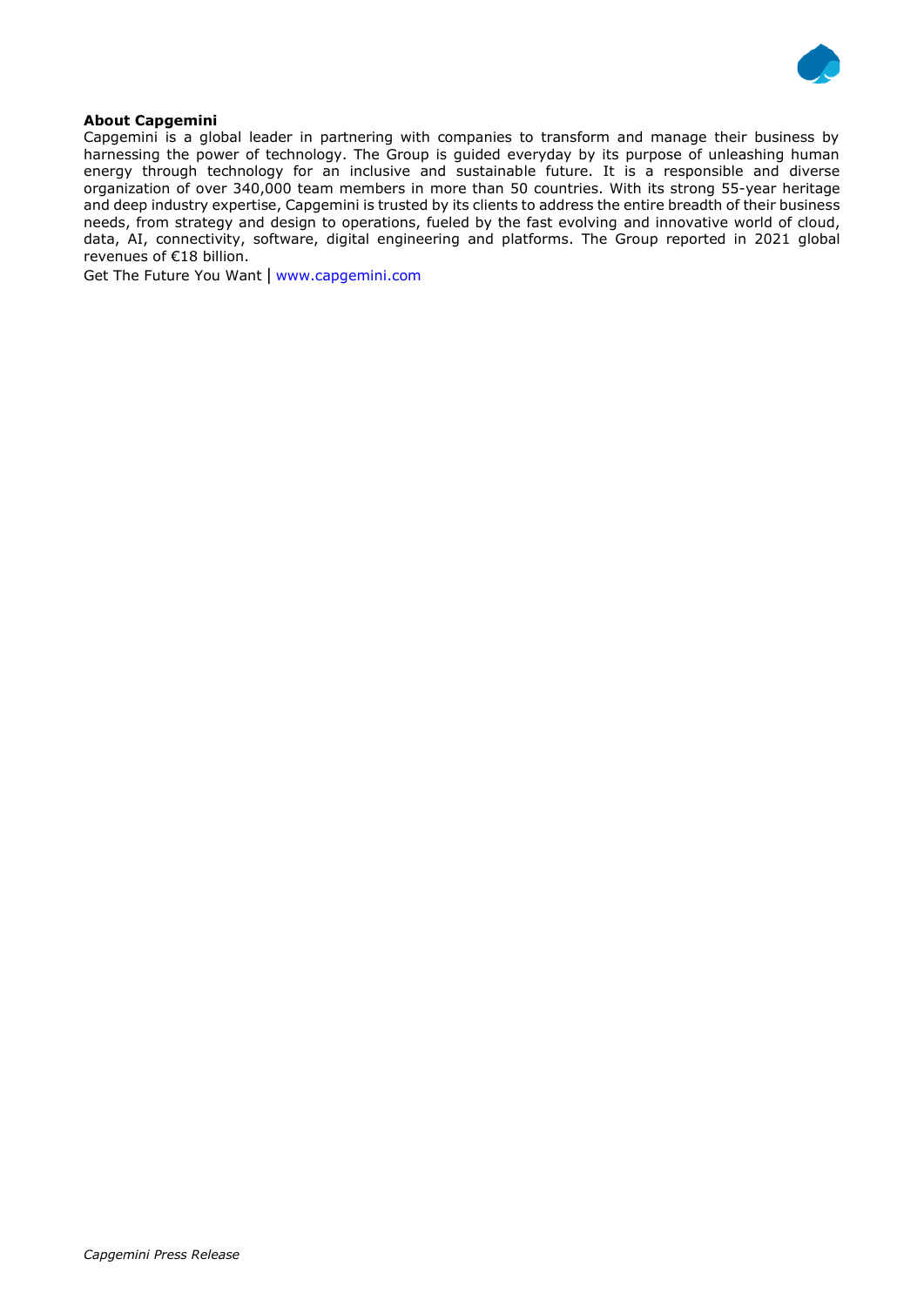**About Capgemini**

Capgemini is a global leader in partnering with companies to transform and manage their business by harnessing the power of technology. The Group is guided everyday by its purpose of unleashing human energy through technology for an inclusive and sustainable future. It is a responsible and diverse organization of over 340,000 team members in more than 50 countries. With its strong 55-year heritage and deep industry expertise, Capgemini is trusted by its clients to address the entire breadth of their business needs, from strategy and design to operations, fueled by the fast evolving and innovative world of cloud, data, AI, connectivity, software, digital engineering and platforms. The Group reported in 2021 global revenues of €18 billion.

Get The Future You Want | www.capgemini.com